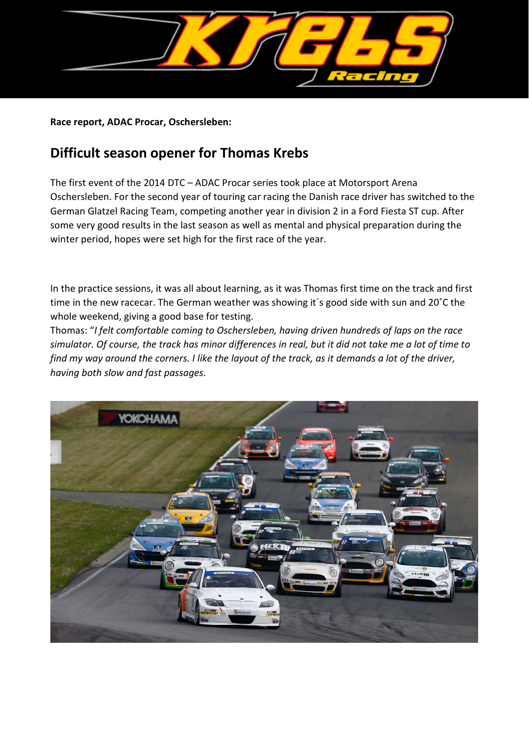**Race report, ADAC Procar, Oschersleben:**

## Difficult season opener for Thomas Krebs

The first event of the 2014 DTC – ADAC Procar series took place at Motorsport Arena Oschersleben. For the second year of touring car racing the Danish race driver has switched to the German Glatzel Racing Team, competing another year in division 2 in a Ford Fiesta ST cup. After some very good results in the last season as well as mental and physical preparation during the winter period, hopes were set high for the first race of the year.

In the practice sessions, it was all about learning, as it was Thomas first time on the track and first time in the new racecar. The German weather was showing it´s good side with sun and 20˚C the whole weekend, giving a good base for testing.

Thomas: "*I felt comfortable coming to Oschersleben, having driven hundreds of laps on the race simulator. Of course, the track has minor differences in real, but it did not take me a lot of time to find my way around the corners. I like the layout of the track, as it demands a lot of the driver, having both slow and fast passages.*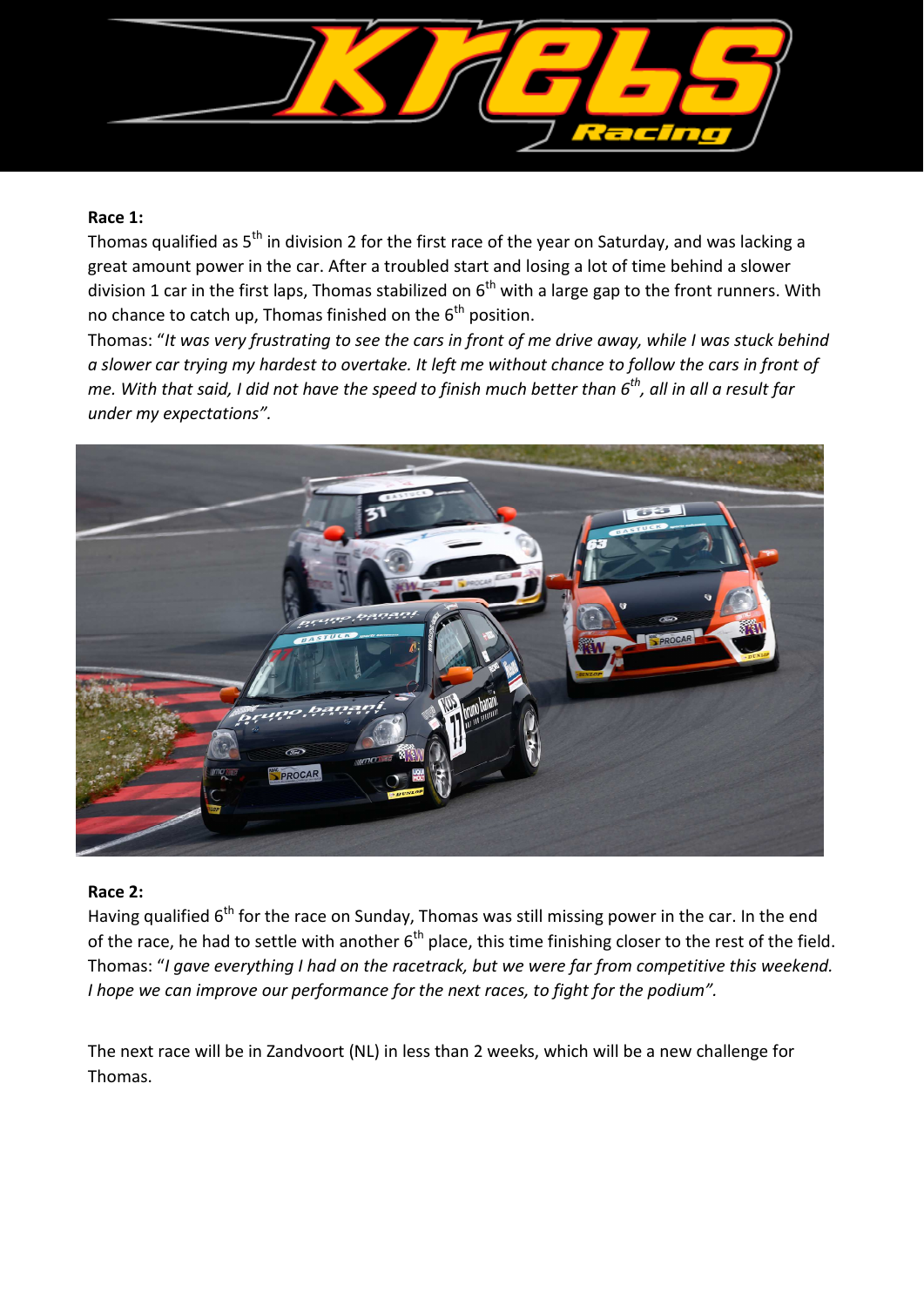**Race 1:**

Thomas qualified as 5th in division 2 for the first race of the year on Saturday, and was lacking a great amount power in the car. After a troubled start and losing a lot of time behind a slower division 1 car in the first laps, Thomas stabilized on 6th with a large gap to the front runners. With no chance to catch up, Thomas finished on the 6th position.

Thomas: "*It was very frustrating to see the cars in front of me drive away, while I was stuck behind a slower car trying my hardest to overtake. It left me without chance to follow the cars in front of me. With that said, I did not have the speed to finish much better than 6th, all in all a result far under my expectations".*

**Race 2:**

Having qualified 6th for the race on Sunday, Thomas was still missing power in the car. In the end of the race, he had to settle with another 6th place, this time finishing closer to the rest of the field.

Thomas: "*I gave everything I had on the racetrack, but we were far from competitive this weekend. I hope we can improve our performance for the next races, to fight for the podium".*

The next race will be in Zandvoort (NL) in less than 2 weeks, which will be a new challenge for Thomas.